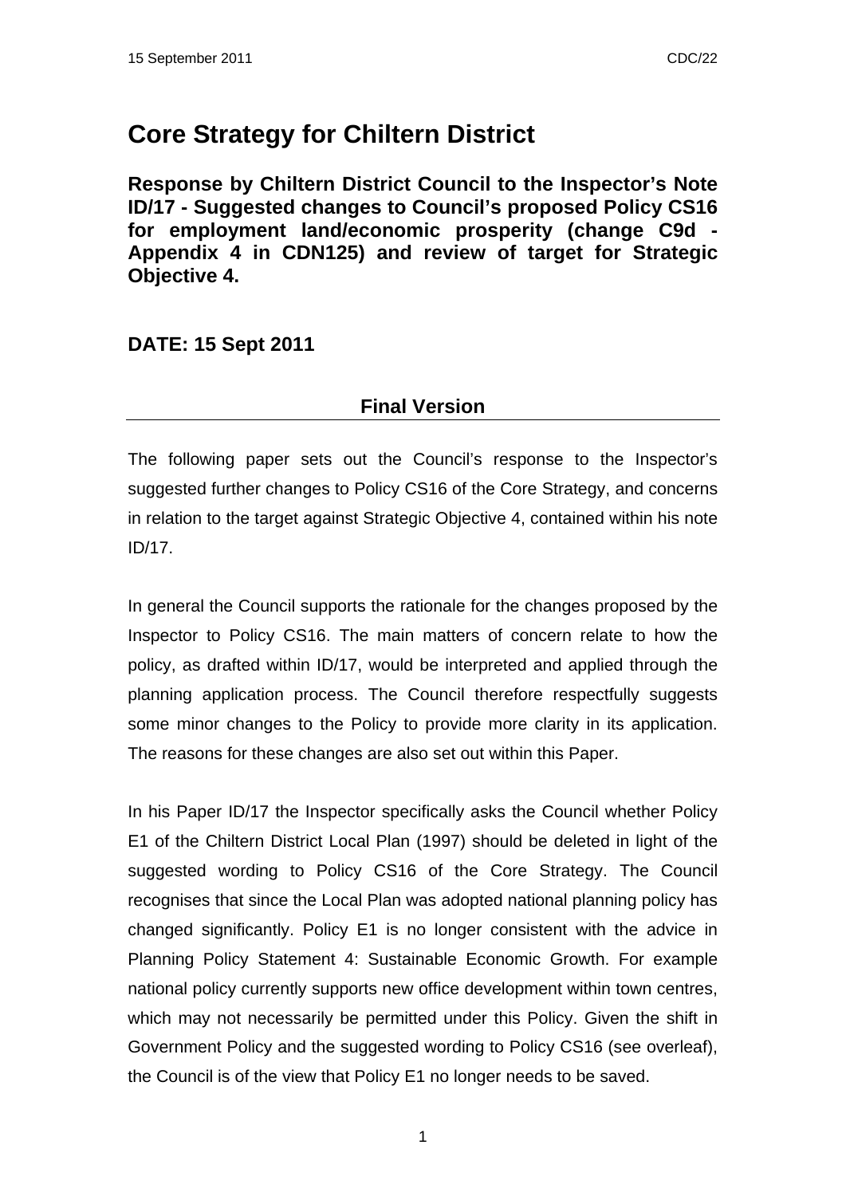# Core Strategy for Chiltern District

**Response by Chiltern District Council to the Inspector's Note ID/17 - Suggested changes to Council's proposed Policy CS16 for employment land/economic prosperity (change C9d - Appendix 4 in CDN125) and review of target for Strategic Objective 4.**

**DATE: 15 Sept 2011**

**Final Version**

---

The following paper sets out the Council's response to the Inspector's suggested further changes to Policy CS16 of the Core Strategy, and concerns in relation to the target against Strategic Objective 4, contained within his note ID/17.

In general the Council supports the rationale for the changes proposed by the Inspector to Policy CS16. The main matters of concern relate to how the policy, as drafted within ID/17, would be interpreted and applied through the planning application process. The Council therefore respectfully suggests some minor changes to the Policy to provide more clarity in its application. The reasons for these changes are also set out within this Paper.

In his Paper ID/17 the Inspector specifically asks the Council whether Policy E1 of the Chiltern District Local Plan (1997) should be deleted in light of the suggested wording to Policy CS16 of the Core Strategy. The Council recognises that since the Local Plan was adopted national planning policy has changed significantly. Policy E1 is no longer consistent with the advice in Planning Policy Statement 4: Sustainable Economic Growth. For example national policy currently supports new office development within town centres, which may not necessarily be permitted under this Policy. Given the shift in Government Policy and the suggested wording to Policy CS16 (see overleaf), the Council is of the view that Policy E1 no longer needs to be saved.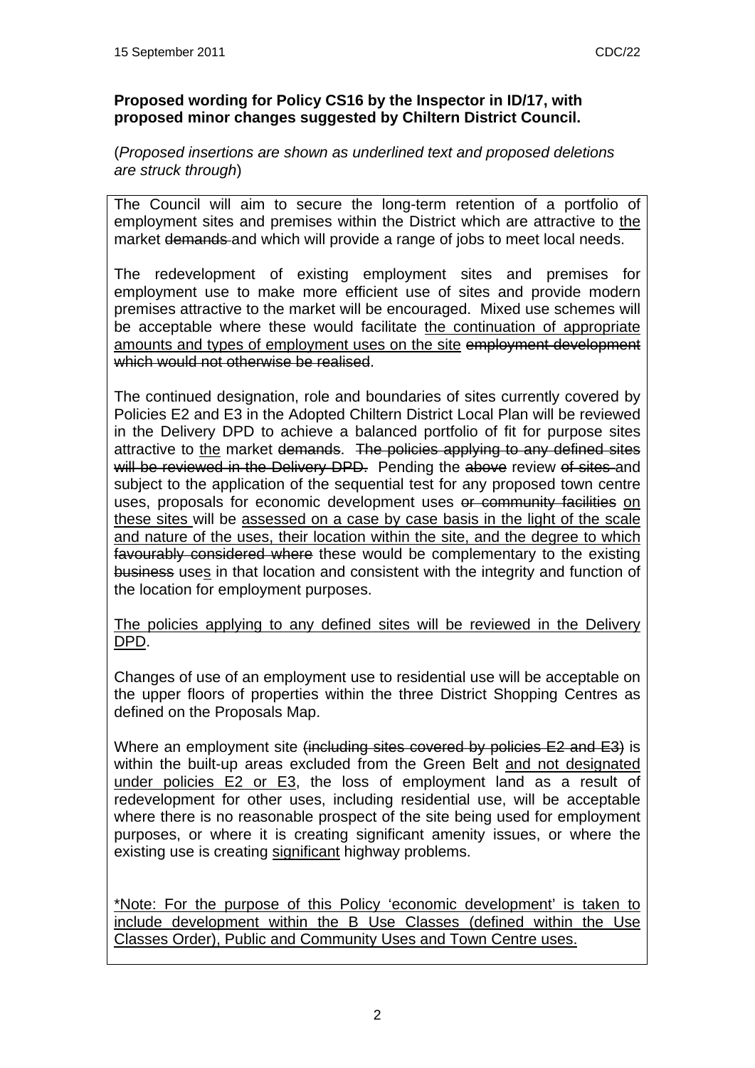**Proposed wording for Policy CS16 by the Inspector in ID/17, with proposed minor changes suggested by Chiltern District Council.**

(*Proposed insertions are shown as underlined text and proposed deletions are struck through*)

The Council will aim to secure the long-term retention of a portfolio of employment sites and premises within the District which are attractive to <u>the</u> market ~~demands~~ and which will provide a range of jobs to meet local needs.

The redevelopment of existing employment sites and premises for employment use to make more efficient use of sites and provide modern premises attractive to the market will be encouraged. Mixed use schemes will be acceptable where these would facilitate <u>the continuation of appropriate amounts and types of employment uses on the site</u> ~~employment development which would not otherwise be realised~~.

The continued designation, role and boundaries of sites currently covered by Policies E2 and E3 in the Adopted Chiltern District Local Plan will be reviewed in the Delivery DPD to achieve a balanced portfolio of fit for purpose sites attractive to <u>the</u> market ~~demands~~. ~~The policies applying to any defined sites will be reviewed in the Delivery DPD.~~ Pending the ~~above~~ review ~~of sites~~ and subject to the application of the sequential test for any proposed town centre uses, proposals for economic development uses ~~or community facilities~~ <u>on these sites</u> will be <u>assessed on a case by case basis in the light of the scale and nature of the uses, their location within the site, and the degree to which</u> ~~favourably considered where~~ these would be complementary to the existing ~~business~~ use<u>s</u> in that location and consistent with the integrity and function of the location for employment purposes.

<u>The policies applying to any defined sites will be reviewed in the Delivery DPD</u>.

Changes of use of an employment use to residential use will be acceptable on the upper floors of properties within the three District Shopping Centres as defined on the Proposals Map.

Where an employment site ~~(including sites covered by policies E2 and E3)~~ is within the built-up areas excluded from the Green Belt <u>and not designated under policies E2 or E3</u>, the loss of employment land as a result of redevelopment for other uses, including residential use, will be acceptable where there is no reasonable prospect of the site being used for employment purposes, or where it is creating significant amenity issues, or where the existing use is creating <u>significant</u> highway problems.

<u>*Note: For the purpose of this Policy 'economic development' is taken to include development within the B Use Classes (defined within the Use Classes Order), Public and Community Uses and Town Centre uses.</u>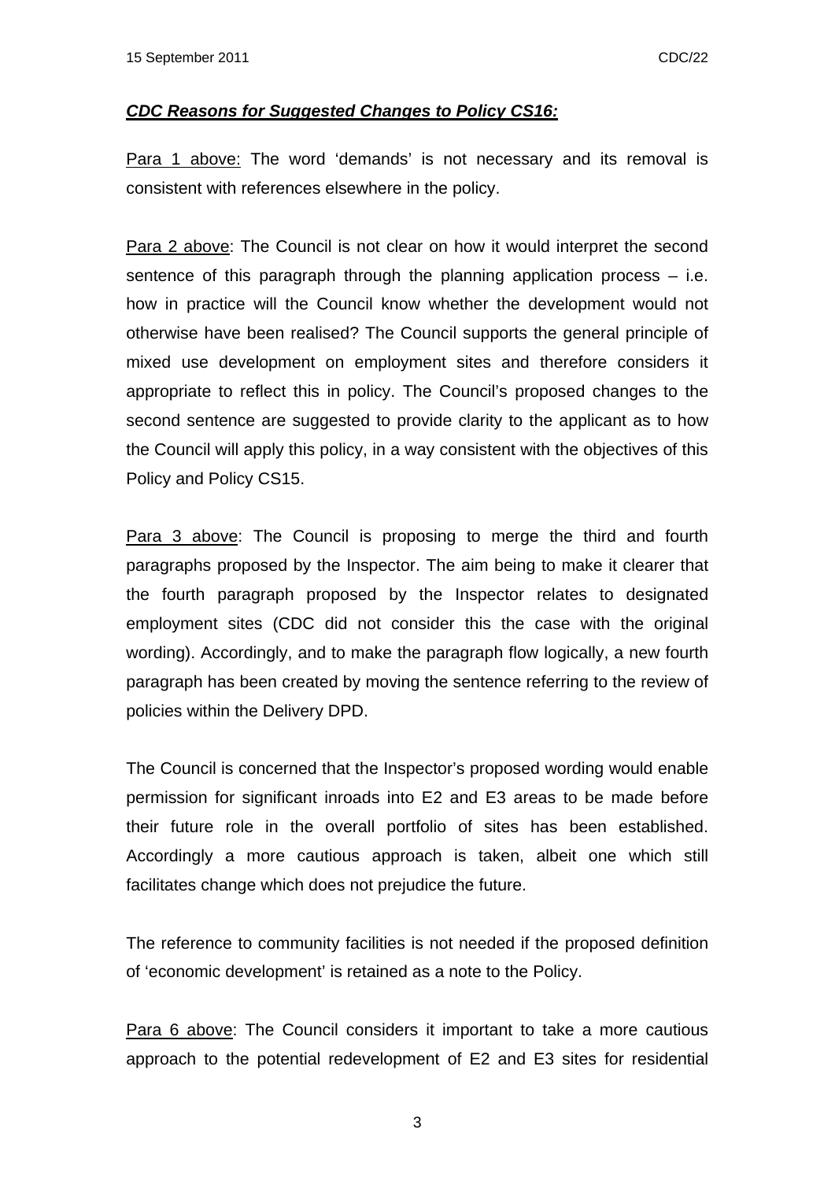***<u>CDC Reasons for Suggested Changes to Policy CS16:</u>***

<u>Para 1 above:</u> The word 'demands' is not necessary and its removal is consistent with references elsewhere in the policy.

<u>Para 2 above</u>: The Council is not clear on how it would interpret the second sentence of this paragraph through the planning application process – i.e. how in practice will the Council know whether the development would not otherwise have been realised? The Council supports the general principle of mixed use development on employment sites and therefore considers it appropriate to reflect this in policy. The Council's proposed changes to the second sentence are suggested to provide clarity to the applicant as to how the Council will apply this policy, in a way consistent with the objectives of this Policy and Policy CS15.

<u>Para 3 above</u>: The Council is proposing to merge the third and fourth paragraphs proposed by the Inspector. The aim being to make it clearer that the fourth paragraph proposed by the Inspector relates to designated employment sites (CDC did not consider this the case with the original wording). Accordingly, and to make the paragraph flow logically, a new fourth paragraph has been created by moving the sentence referring to the review of policies within the Delivery DPD.

The Council is concerned that the Inspector's proposed wording would enable permission for significant inroads into E2 and E3 areas to be made before their future role in the overall portfolio of sites has been established. Accordingly a more cautious approach is taken, albeit one which still facilitates change which does not prejudice the future.

The reference to community facilities is not needed if the proposed definition of 'economic development' is retained as a note to the Policy.

<u>Para 6 above</u>: The Council considers it important to take a more cautious approach to the potential redevelopment of E2 and E3 sites for residential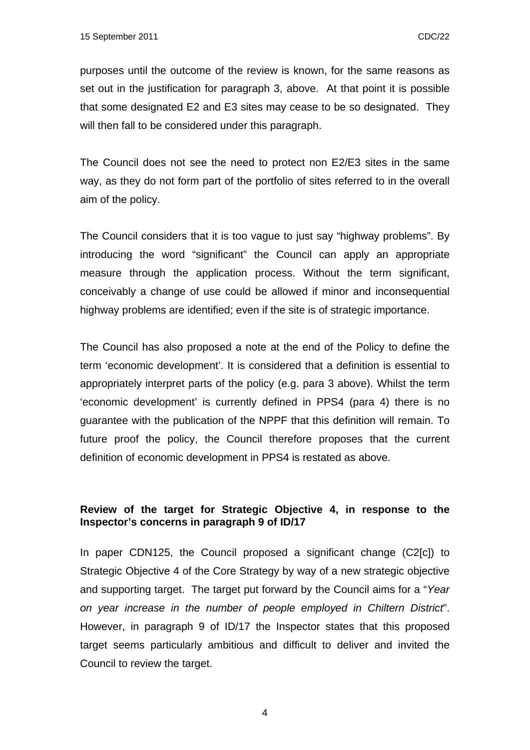purposes until the outcome of the review is known, for the same reasons as set out in the justification for paragraph 3, above. At that point it is possible that some designated E2 and E3 sites may cease to be so designated. They will then fall to be considered under this paragraph.

The Council does not see the need to protect non E2/E3 sites in the same way, as they do not form part of the portfolio of sites referred to in the overall aim of the policy.

The Council considers that it is too vague to just say "highway problems". By introducing the word "significant" the Council can apply an appropriate measure through the application process. Without the term significant, conceivably a change of use could be allowed if minor and inconsequential highway problems are identified; even if the site is of strategic importance.

The Council has also proposed a note at the end of the Policy to define the term 'economic development'. It is considered that a definition is essential to appropriately interpret parts of the policy (e.g. para 3 above). Whilst the term 'economic development' is currently defined in PPS4 (para 4) there is no guarantee with the publication of the NPPF that this definition will remain. To future proof the policy, the Council therefore proposes that the current definition of economic development in PPS4 is restated as above.

**Review of the target for Strategic Objective 4, in response to the Inspector's concerns in paragraph 9 of ID/17**

In paper CDN125, the Council proposed a significant change (C2[c]) to Strategic Objective 4 of the Core Strategy by way of a new strategic objective and supporting target. The target put forward by the Council aims for a "*Year on year increase in the number of people employed in Chiltern District*". However, in paragraph 9 of ID/17 the Inspector states that this proposed target seems particularly ambitious and difficult to deliver and invited the Council to review the target.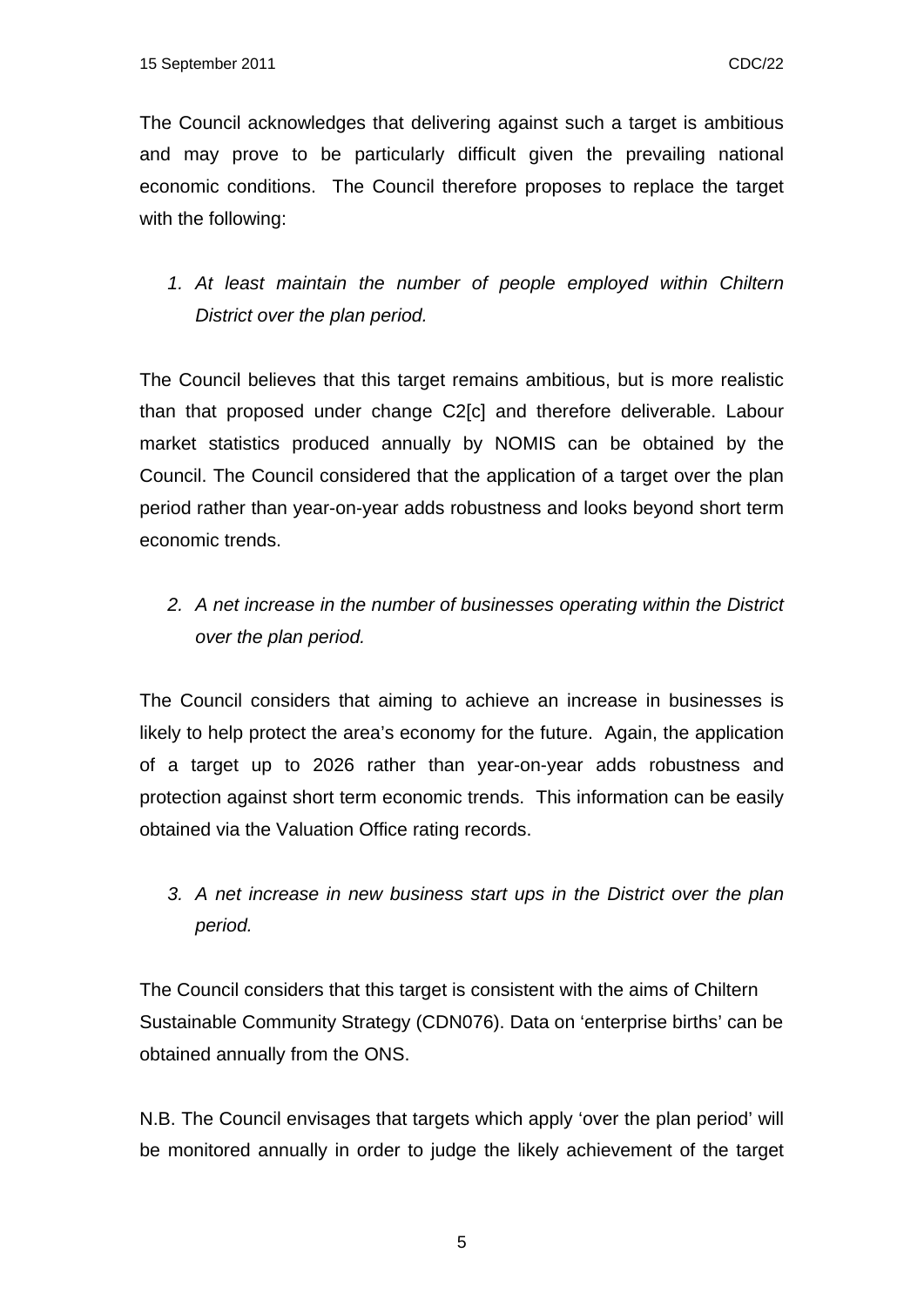The Council acknowledges that delivering against such a target is ambitious and may prove to be particularly difficult given the prevailing national economic conditions. The Council therefore proposes to replace the target with the following:

1. *At least maintain the number of people employed within Chiltern District over the plan period.*

The Council believes that this target remains ambitious, but is more realistic than that proposed under change C2[c] and therefore deliverable. Labour market statistics produced annually by NOMIS can be obtained by the Council. The Council considered that the application of a target over the plan period rather than year-on-year adds robustness and looks beyond short term economic trends.

2. *A net increase in the number of businesses operating within the District over the plan period.*

The Council considers that aiming to achieve an increase in businesses is likely to help protect the area's economy for the future. Again, the application of a target up to 2026 rather than year-on-year adds robustness and protection against short term economic trends. This information can be easily obtained via the Valuation Office rating records.

3. *A net increase in new business start ups in the District over the plan period.*

The Council considers that this target is consistent with the aims of Chiltern Sustainable Community Strategy (CDN076). Data on 'enterprise births' can be obtained annually from the ONS.

N.B. The Council envisages that targets which apply 'over the plan period' will be monitored annually in order to judge the likely achievement of the target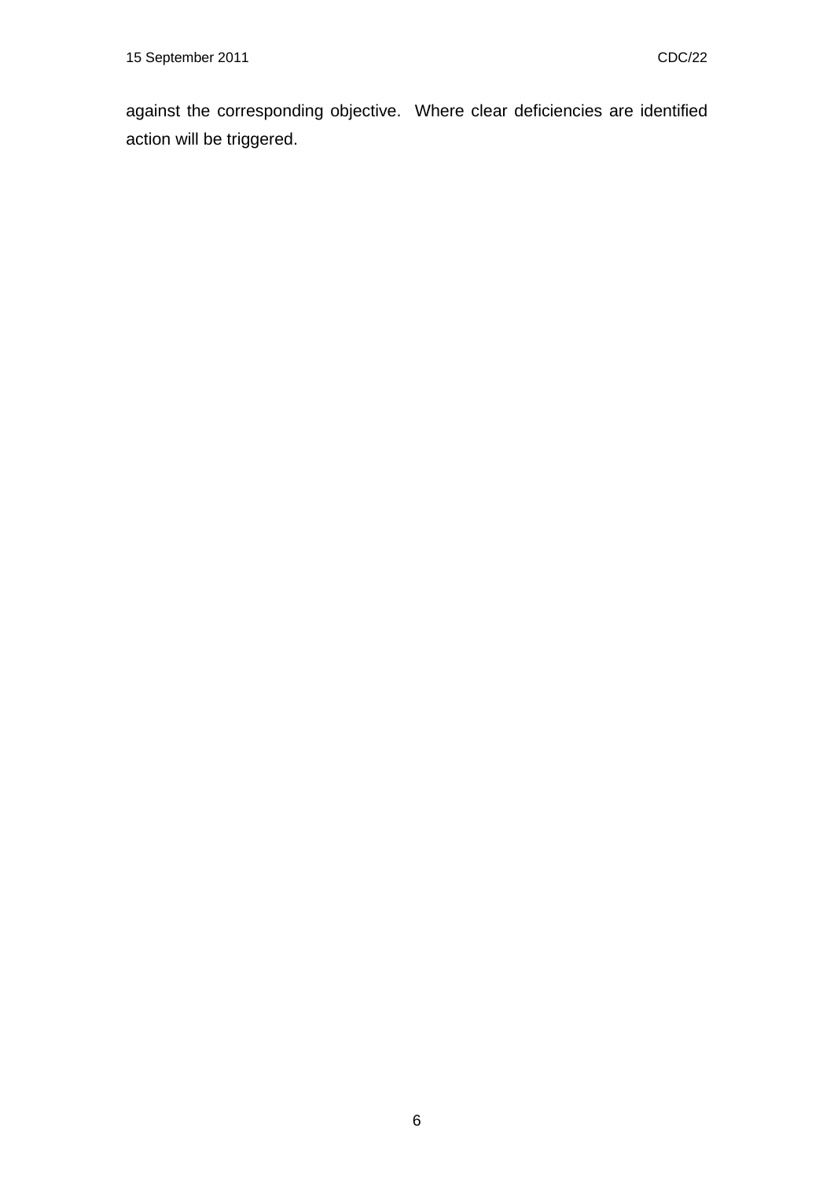against the corresponding objective. Where clear deficiencies are identified action will be triggered.